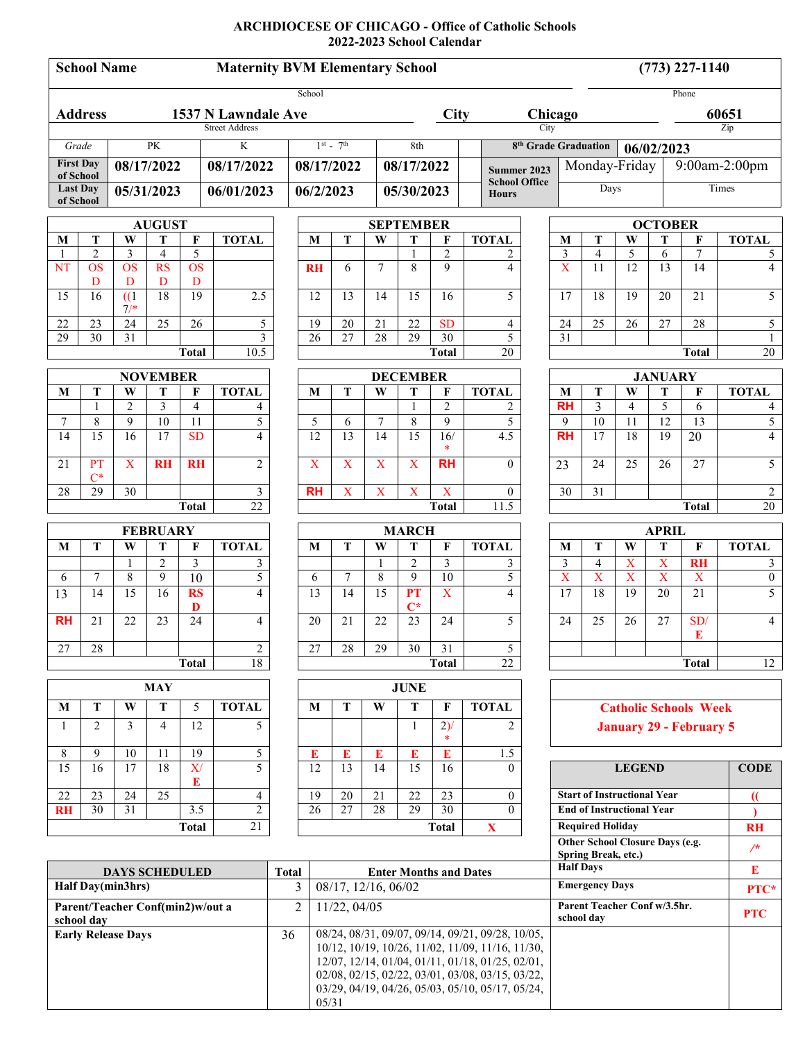# ARCHDIOCESE OF CHICAGO - Office of Catholic Schools
## 2022-2023 School Calendar

| School Name | Maternity BVM Elementary School | (773) 227-1140 |
|---|---|---|
| | School | Phone |

| Address | 1537 N Lawndale Ave | City | Chicago | 60651 |
|---|---|---|---|---|
| | Street Address | | City | Zip |

| Grade | PK | K | 1st - 7th | 8th | 8th Grade Graduation | 06/02/2023 |
|---|---|---|---|---|---|---|
| First Day of School | 08/17/2022 | 08/17/2022 | 08/17/2022 | 08/17/2022 | Summer 2023 School Office Hours | Monday-Friday / 9:00am-2:00pm |
| Last Day of School | 05/31/2023 | 06/01/2023 | 06/2/2023 | 05/30/2023 | | Days / Times |

### AUGUST

| M | T | W | T | F | TOTAL |
|---|---|---|---|---|---|
| 1 | 2 | 3 | 4 | 5 | |
| NT | OSD | OSD | RSD | OSD | |
| 15 | 16 | ((17/* | 18 | 19 | 2.5 |
| 22 | 23 | 24 | 25 | 26 | 5 |
| 29 | 30 | 31 | | | 3 |
| | | | | Total | 10.5 |

### SEPTEMBER

| M | T | W | T | F | TOTAL |
|---|---|---|---|---|---|
| | | | 1 | 2 | 2 |
| RH | 6 | 7 | 8 | 9 | 4 |
| 12 | 13 | 14 | 15 | 16 | 5 |
| 19 | 20 | 21 | 22 | SD | 4 |
| 26 | 27 | 28 | 29 | 30 | 5 |
| | | | | Total | 20 |

### OCTOBER

| M | T | W | T | F | TOTAL |
|---|---|---|---|---|---|
| 3 | 4 | 5 | 6 | 7 | 5 |
| X | 11 | 12 | 13 | 14 | 4 |
| 17 | 18 | 19 | 20 | 21 | 5 |
| 24 | 25 | 26 | 27 | 28 | 5 |
| 31 | | | | | 1 |
| | | | | Total | 20 |

### NOVEMBER

| M | T | W | T | F | TOTAL |
|---|---|---|---|---|---|
| | 1 | 2 | 3 | 4 | 4 |
| 7 | 8 | 9 | 10 | 11 | 5 |
| 14 | 15 | 16 | 17 | SD | 4 |
| 21 | PTC* | X | RH | RH | 2 |
| 28 | 29 | 30 | | | 3 |
| | | | | Total | 22 |

### DECEMBER

| M | T | W | T | F | TOTAL |
|---|---|---|---|---|---|
| | | | 1 | 2 | 2 |
| 5 | 6 | 7 | 8 | 9 | 5 |
| 12 | 13 | 14 | 15 | 16/* | 4.5 |
| X | X | X | X | RH | 0 |
| RH | X | X | X | X | 0 |
| | | | | Total | 11.5 |

### JANUARY

| M | T | W | T | F | TOTAL |
|---|---|---|---|---|---|
| RH | 3 | 4 | 5 | 6 | 4 |
| 9 | 10 | 11 | 12 | 13 | 5 |
| RH | 17 | 18 | 19 | 20 | 4 |
| 23 | 24 | 25 | 26 | 27 | 5 |
| 30 | 31 | | | | 2 |
| | | | | Total | 20 |

### FEBRUARY

| M | T | W | T | F | TOTAL |
|---|---|---|---|---|---|
| | | 1 | 2 | 3 | 3 |
| 6 | 7 | 8 | 9 | 10 | 5 |
| 13 | 14 | 15 | 16 | RSD | 4 |
| RH | 21 | 22 | 23 | 24 | 4 |
| 27 | 28 | | | | 2 |
| | | | | Total | 18 |

### MARCH

| M | T | W | T | F | TOTAL |
|---|---|---|---|---|---|
| | | 1 | 2 | 3 | 3 |
| 6 | 7 | 8 | 9 | 10 | 5 |
| 13 | 14 | 15 | PTC* | X | 4 |
| 20 | 21 | 22 | 23 | 24 | 5 |
| 27 | 28 | 29 | 30 | 31 | 5 |
| | | | | Total | 22 |

### APRIL

| M | T | W | T | F | TOTAL |
|---|---|---|---|---|---|
| 3 | 4 | X | X | RH | 3 |
| X | X | X | X | X | 0 |
| 17 | 18 | 19 | 20 | 21 | 5 |
| 24 | 25 | 26 | 27 | SD/E | 4 |
| | | | | | |
| | | | | Total | 12 |

### MAY

| M | T | W | T | 5 | TOTAL |
|---|---|---|---|---|---|
| 1 | 2 | 3 | 4 | 12 | 5 |
| 8 | 9 | 10 | 11 | 19 | 5 |
| 15 | 16 | 17 | 18 | X/E | 5 |
| 22 | 23 | 24 | 25 | | 4 |
| RH | 30 | 31 | | 3.5 | 2 |
| | | | | Total | 21 |

### JUNE

| M | T | W | T | F | TOTAL |
|---|---|---|---|---|---|
| | | | 1 | 2)/* | 2 |
| E | E | E | E | E | 1.5 |
| 12 | 13 | 14 | 15 | 16 | 0 |
| 19 | 20 | 21 | 22 | 23 | 0 |
| 26 | 27 | 28 | 29 | 30 | 0 |
| | | | | Total | X |

**Catholic Schools Week**
**January 29 - February 5**

| LEGEND | CODE |
|---|---|
| Start of Instructional Year | (( |
| End of Instructional Year | ) |
| Required Holiday | RH |
| Other School Closure Days (e.g. Spring Break, etc.) | /* |
| Half Days | E |
| Emergency Days | PTC* |
| Parent Teacher Conf w/3.5hr. school day | PTC |

| DAYS SCHEDULED | Total | Enter Months and Dates |
|---|---|---|
| Half Day(min3hrs) | 3 | 08/17, 12/16, 06/02 |
| Parent/Teacher Conf(min2)w/out a school day | 2 | 11/22, 04/05 |
| Early Release Days | 36 | 08/24, 08/31, 09/07, 09/14, 09/21, 09/28, 10/05, 10/12, 10/19, 10/26, 11/02, 11/09, 11/16, 11/30, 12/07, 12/14, 01/04, 01/11, 01/18, 01/25, 02/01, 02/08, 02/15, 02/22, 03/01, 03/08, 03/15, 03/22, 03/29, 04/19, 04/26, 05/03, 05/10, 05/17, 05/24, 05/31 |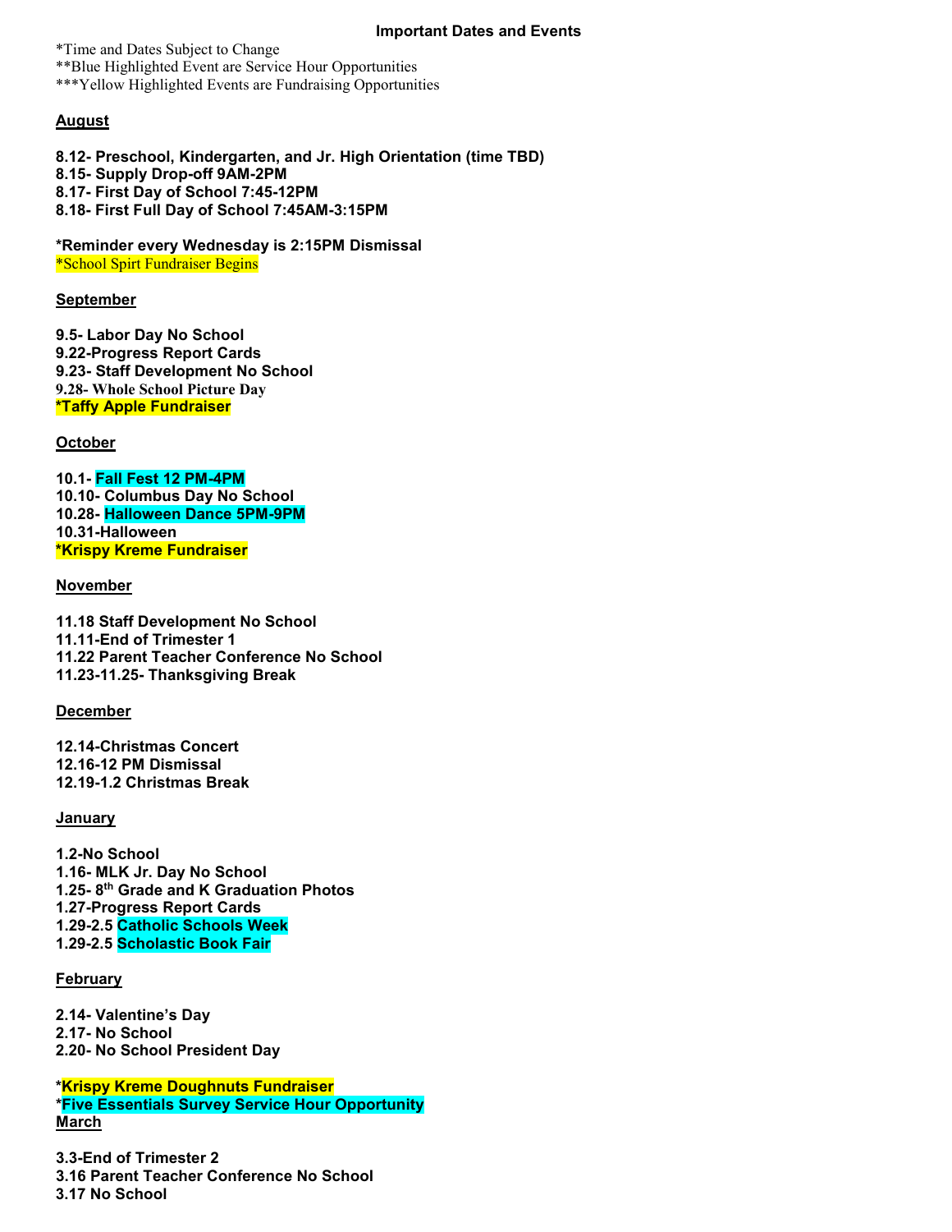# Important Dates and Events

*Time and Dates Subject to Change
**Blue Highlighted Event are Service Hour Opportunities
***Yellow Highlighted Events are Fundraising Opportunities

## August

**8.12- Preschool, Kindergarten, and Jr. High Orientation (time TBD)**
**8.15- Supply Drop-off 9AM-2PM**
**8.17- First Day of School 7:45-12PM**
**8.18- First Full Day of School 7:45AM-3:15PM**

***Reminder every Wednesday is 2:15PM Dismissal**
*School Spirt Fundraiser Begins

## September

**9.5- Labor Day No School**
**9.22-Progress Report Cards**
**9.23- Staff Development No School**
**9.28- Whole School Picture Day**
***Taffy Apple Fundraiser**

## October

**10.1- Fall Fest 12 PM-4PM**
**10.10- Columbus Day No School**
**10.28- Halloween Dance 5PM-9PM**
**10.31-Halloween**
***Krispy Kreme Fundraiser**

## November

**11.18 Staff Development No School**
**11.11-End of Trimester 1**
**11.22 Parent Teacher Conference No School**
**11.23-11.25- Thanksgiving Break**

## December

**12.14-Christmas Concert**
**12.16-12 PM Dismissal**
**12.19-1.2 Christmas Break**

## January

**1.2-No School**
**1.16- MLK Jr. Day No School**
**1.25- 8th Grade and K Graduation Photos**
**1.27-Progress Report Cards**
**1.29-2.5 Catholic Schools Week**
**1.29-2.5 Scholastic Book Fair**

## February

**2.14- Valentine's Day**
**2.17- No School**
**2.20- No School President Day**

***Krispy Kreme Doughnuts Fundraiser**
***Five Essentials Survey Service Hour Opportunity**

## March

**3.3-End of Trimester 2**
**3.16 Parent Teacher Conference No School**
**3.17 No School**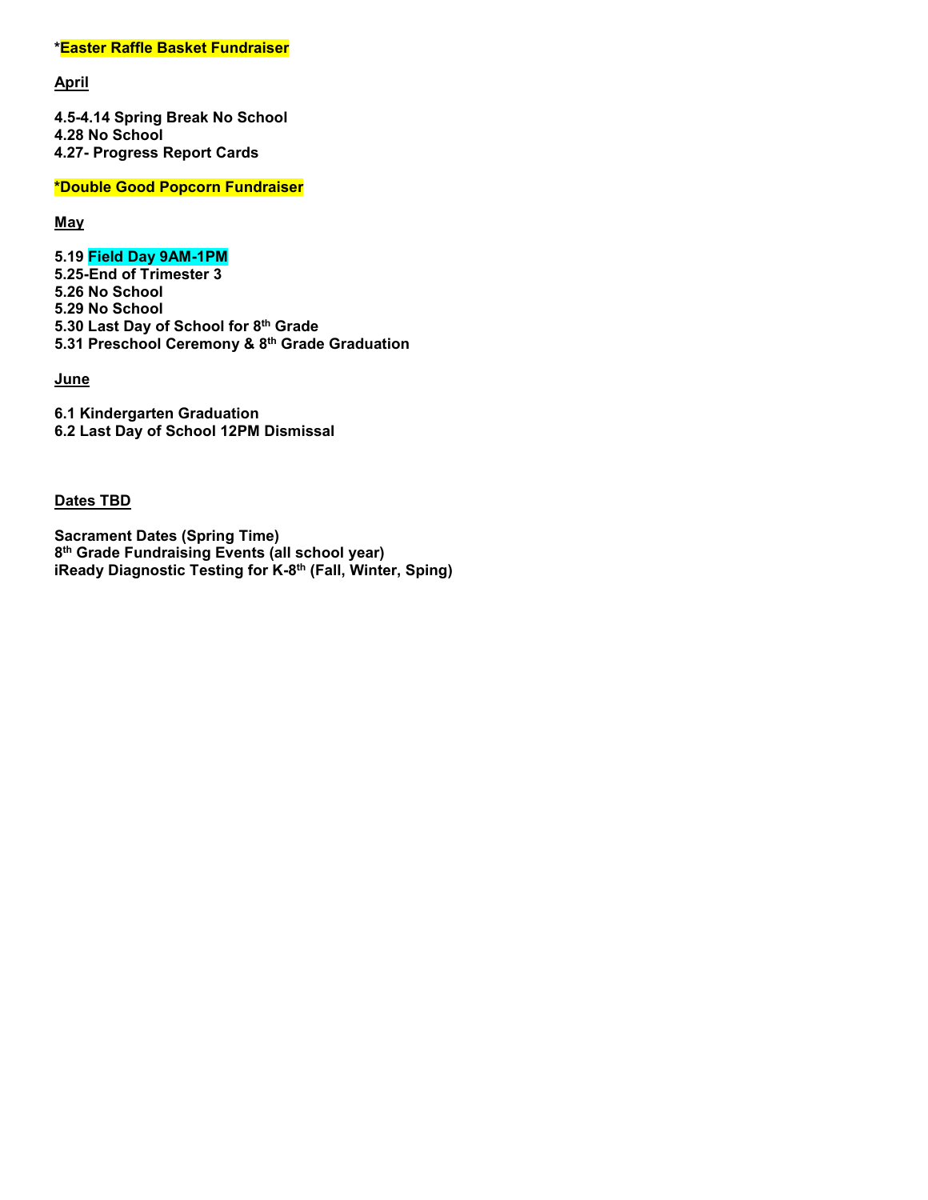**\*Easter Raffle Basket Fundraiser**

**<u>April</u>**

**4.5-4.14 Spring Break No School**
**4.28 No School**
**4.27- Progress Report Cards**

**\*Double Good Popcorn Fundraiser**

**<u>May</u>**

**5.19 Field Day 9AM-1PM**
**5.25-End of Trimester 3**
**5.26 No School**
**5.29 No School**
**5.30 Last Day of School for 8th Grade**
**5.31 Preschool Ceremony & 8th Grade Graduation**

**<u>June</u>**

**6.1 Kindergarten Graduation**
**6.2 Last Day of School 12PM Dismissal**

**<u>Dates TBD</u>**

**Sacrament Dates (Spring Time)**
**8th Grade Fundraising Events (all school year)**
**iReady Diagnostic Testing for K-8th (Fall, Winter, Sping)**